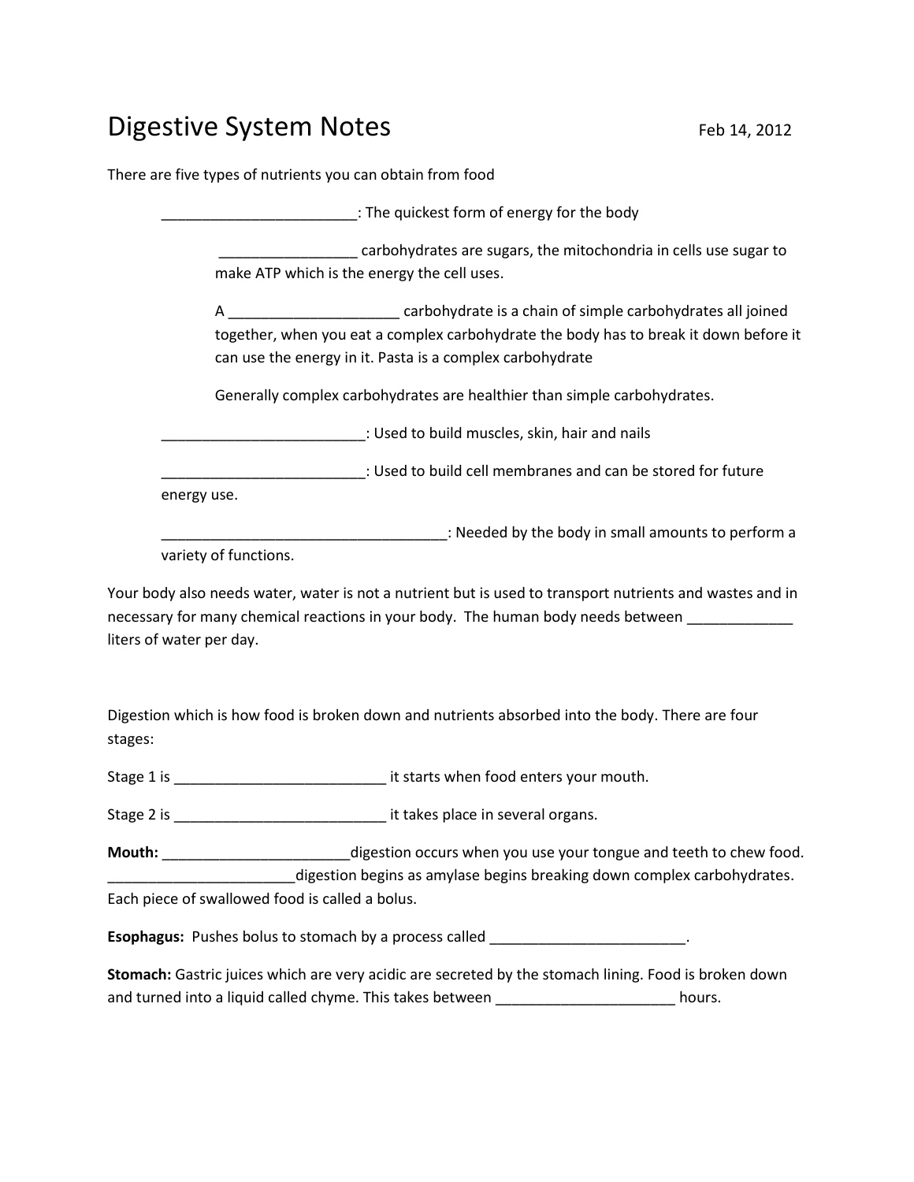# Digestive System Notes

Feb 14, 2012

There are five types of nutrients you can obtain from food

________________________: The quickest form of energy for the body

_________________ carbohydrates are sugars, the mitochondria in cells use sugar to make ATP which is the energy the cell uses.

A _____________________ carbohydrate is a chain of simple carbohydrates all joined together, when you eat a complex carbohydrate the body has to break it down before it can use the energy in it. Pasta is a complex carbohydrate

Generally complex carbohydrates are healthier than simple carbohydrates.

_________________________: Used to build muscles, skin, hair and nails

_________________________: Used to build cell membranes and can be stored for future energy use.

___________________________________: Needed by the body in small amounts to perform a variety of functions.

Your body also needs water, water is not a nutrient but is used to transport nutrients and wastes and in necessary for many chemical reactions in your body. The human body needs between _____________ liters of water per day.

Digestion which is how food is broken down and nutrients absorbed into the body. There are four stages:

Stage 1 is __________________________ it starts when food enters your mouth.

Stage 2 is __________________________ it takes place in several organs.

**Mouth:** _______________________digestion occurs when you use your tongue and teeth to chew food. _______________________digestion begins as amylase begins breaking down complex carbohydrates. Each piece of swallowed food is called a bolus.

**Esophagus:** Pushes bolus to stomach by a process called ________________________.

**Stomach:** Gastric juices which are very acidic are secreted by the stomach lining. Food is broken down and turned into a liquid called chyme. This takes between ______________________ hours.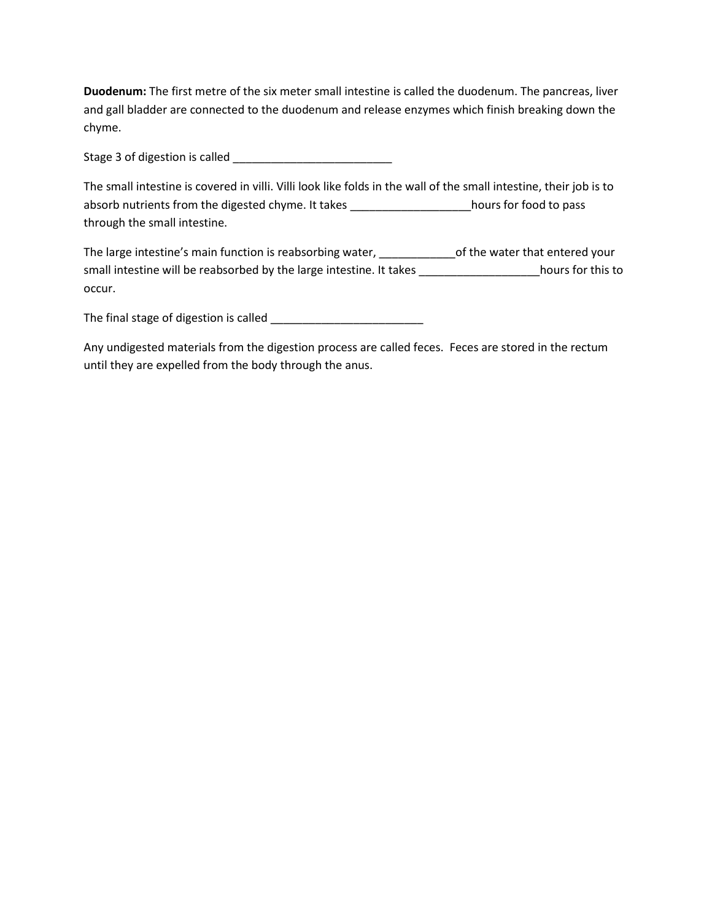**Duodenum:** The first metre of the six meter small intestine is called the duodenum. The pancreas, liver and gall bladder are connected to the duodenum and release enzymes which finish breaking down the chyme.

Stage 3 of digestion is called _________________________

The small intestine is covered in villi. Villi look like folds in the wall of the small intestine, their job is to absorb nutrients from the digested chyme. It takes __________________hours for food to pass through the small intestine.

The large intestine's main function is reabsorbing water, ____________of the water that entered your small intestine will be reabsorbed by the large intestine. It takes __________________hours for this to occur.

The final stage of digestion is called ________________________

Any undigested materials from the digestion process are called feces. Feces are stored in the rectum until they are expelled from the body through the anus.